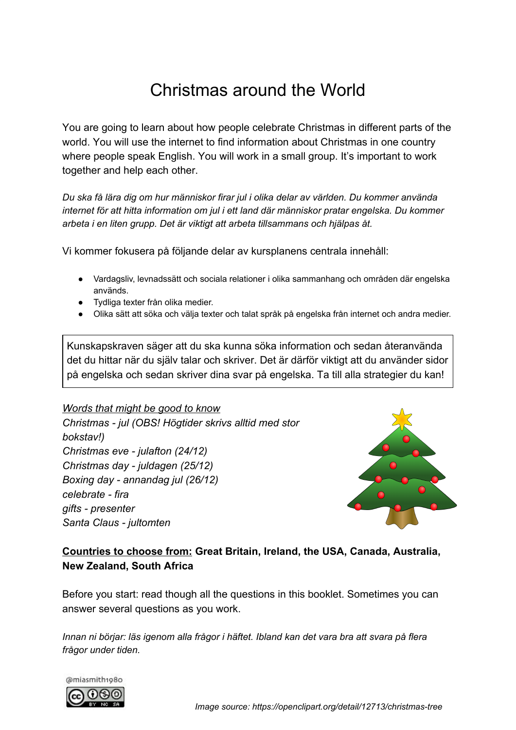# Christmas around the World

You are going to learn about how people celebrate Christmas in different parts of the world. You will use the internet to find information about Christmas in one country where people speak English. You will work in a small group. It's important to work together and help each other.

*Du ska få lära dig om hur människor firar jul i olika delar av världen. Du kommer använda internet för att hitta information om jul i ett land där människor pratar engelska. Du kommer arbeta i en liten grupp. Det är viktigt att arbeta tillsammans och hjälpas åt.*

Vi kommer fokusera på följande delar av kursplanens centrala innehåll:

- Vardagsliv, levnadssätt och sociala relationer i olika sammanhang och områden där engelska används.
- Tydliga texter från olika medier.
- Olika sätt att söka och välja texter och talat språk på engelska från internet och andra medier.

> Kunskapskraven säger att du ska kunna söka information och sedan återanvända det du hittar när du själv talar och skriver. Det är därför viktigt att du använder sidor på engelska och sedan skriver dina svar på engelska. Ta till alla strategier du kan!

*<u>Words that might be good to know</u>*
*Christmas - jul (OBS! Högtider skrivs alltid med stor bokstav!)*
*Christmas eve - julafton (24/12)*
*Christmas day - juldagen (25/12)*
*Boxing day - annandag jul (26/12)*
*celebrate - fira*
*gifts - presenter*
*Santa Claus - jultomten*

**<u>Countries to choose from:</u> Great Britain, Ireland, the USA, Canada, Australia, New Zealand, South Africa**

Before you start: read though all the questions in this booklet. Sometimes you can answer several questions as you work.

*Innan ni börjar: läs igenom alla frågor i häftet. Ibland kan det vara bra att svara på flera frågor under tiden.*

@miasmith1980

*Image source: https://openclipart.org/detail/12713/christmas-tree*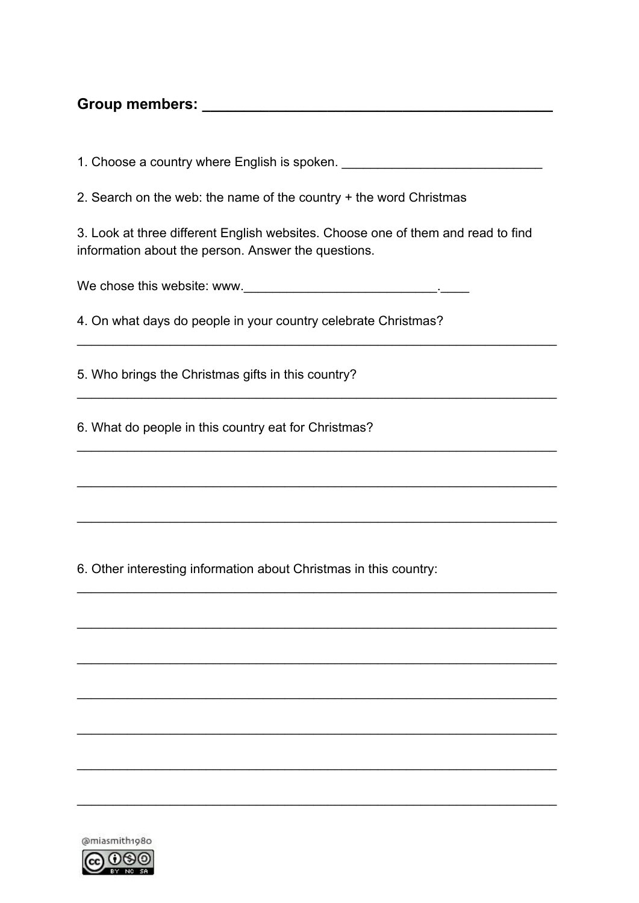**Group members: ____________________________________________**

1. Choose a country where English is spoken. ____________________________

2. Search on the web: the name of the country + the word Christmas

3. Look at three different English websites. Choose one of them and read to find information about the person. Answer the questions.

We chose this website: www.___________________________.____

4. On what days do people in your country celebrate Christmas?

_____________________________________________________________________

5. Who brings the Christmas gifts in this country?

_____________________________________________________________________

6. What do people in this country eat for Christmas?

_____________________________________________________________________

_____________________________________________________________________

_____________________________________________________________________

6. Other interesting information about Christmas in this country:

_____________________________________________________________________

_____________________________________________________________________

_____________________________________________________________________

_____________________________________________________________________

_____________________________________________________________________

_____________________________________________________________________

_____________________________________________________________________

@miasmith1980

CC BY NC SA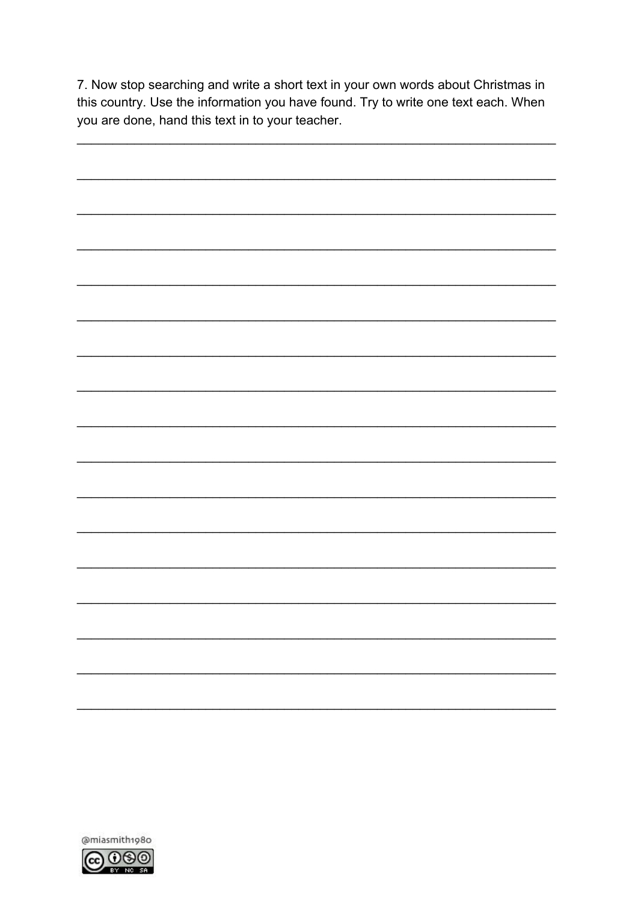7. Now stop searching and write a short text in your own words about Christmas in this country. Use the information you have found. Try to write one text each. When you are done, hand this text in to your teacher.

_________________________________________________________________

_________________________________________________________________

_________________________________________________________________

_________________________________________________________________

_________________________________________________________________

_________________________________________________________________

_________________________________________________________________

_________________________________________________________________

_________________________________________________________________

_________________________________________________________________

_________________________________________________________________

_________________________________________________________________

_________________________________________________________________

_________________________________________________________________

_________________________________________________________________

_________________________________________________________________

_________________________________________________________________

@miasmith1980

CC BY NC SA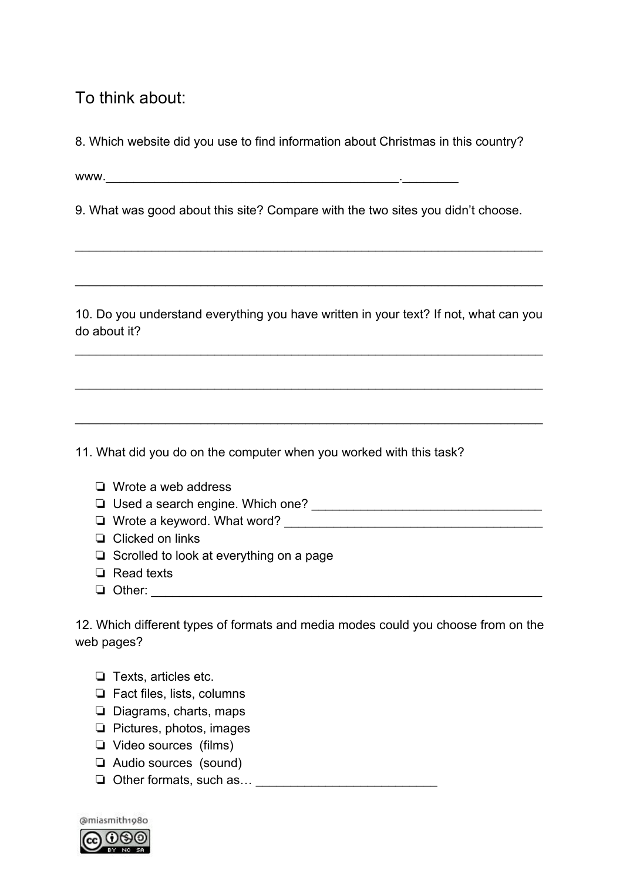To think about:

8. Which website did you use to find information about Christmas in this country?

www.__________________________________________.________

9. What was good about this site? Compare with the two sites you didn't choose.

____________________________________________________________________

____________________________________________________________________

10. Do you understand everything you have written in your text? If not, what can you do about it?

____________________________________________________________________

____________________________________________________________________

____________________________________________________________________

11. What did you do on the computer when you worked with this task?

- ❏ Wrote a web address
- ❏ Used a search engine. Which one? _________________________________
- ❏ Wrote a keyword. What word? _____________________________________
- ❏ Clicked on links
- ❏ Scrolled to look at everything on a page
- ❏ Read texts
- ❏ Other: _________________________________________________________

12. Which different types of formats and media modes could you choose from on the web pages?

- ❏ Texts, articles etc.
- ❏ Fact files, lists, columns
- ❏ Diagrams, charts, maps
- ❏ Pictures, photos, images
- ❏ Video sources (films)
- ❏ Audio sources (sound)
- ❏ Other formats, such as… __________________________

@miasmith1980

CC BY NC SA